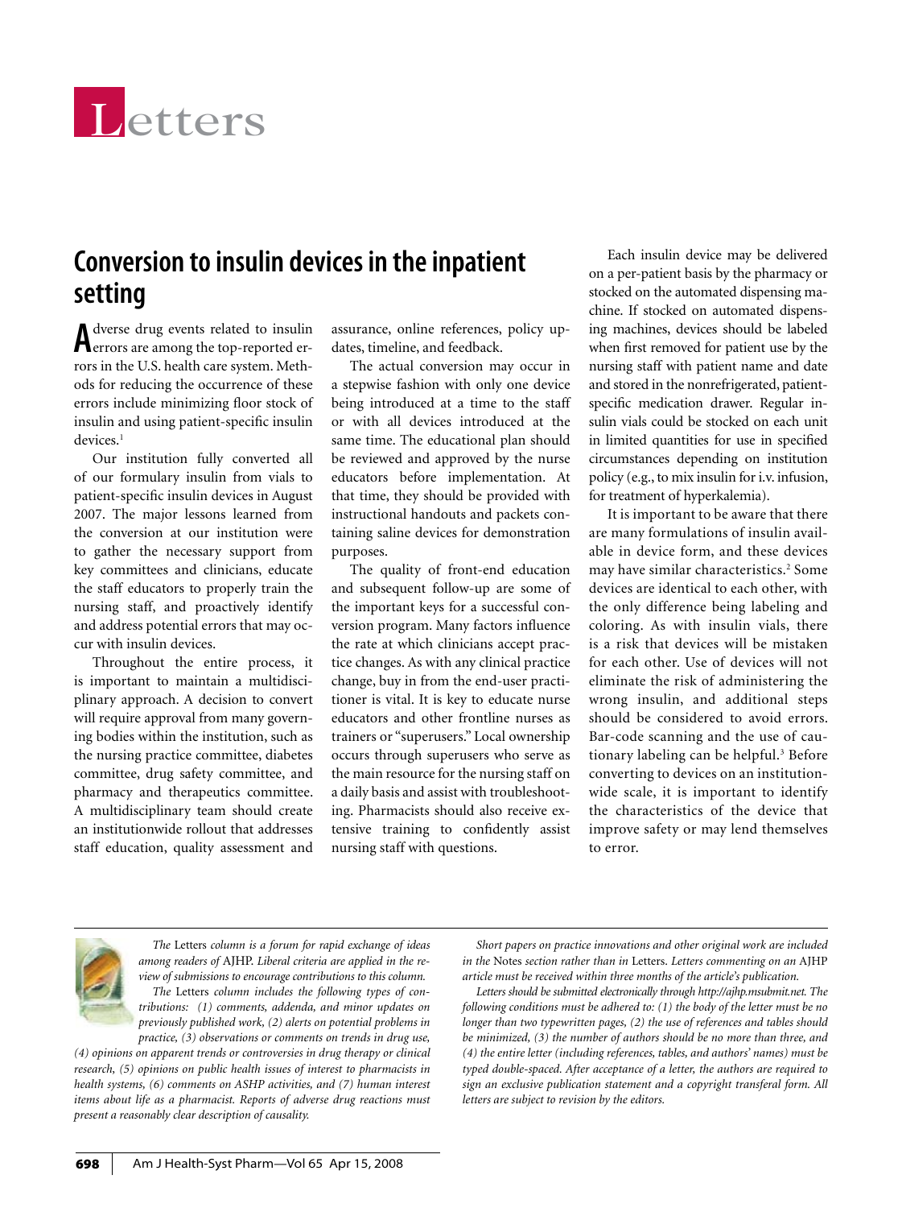# Letters

## Conversion to insulin devices in the inpatient setting

Adverse drug events related to insulin errors are among the top-reported errors in the U.S. health care system. Methods for reducing the occurrence of these errors include minimizing floor stock of insulin and using patient-specific insulin devices.[1]

Our institution fully converted all of our formulary insulin from vials to patient-specific insulin devices in August 2007. The major lessons learned from the conversion at our institution were to gather the necessary support from key committees and clinicians, educate the staff educators to properly train the nursing staff, and proactively identify and address potential errors that may occur with insulin devices.

Throughout the entire process, it is important to maintain a multidisciplinary approach. A decision to convert will require approval from many governing bodies within the institution, such as the nursing practice committee, diabetes committee, drug safety committee, and pharmacy and therapeutics committee. A multidisciplinary team should create an institutionwide rollout that addresses staff education, quality assessment and assurance, online references, policy updates, timeline, and feedback.

The actual conversion may occur in a stepwise fashion with only one device being introduced at a time to the staff or with all devices introduced at the same time. The educational plan should be reviewed and approved by the nurse educators before implementation. At that time, they should be provided with instructional handouts and packets containing saline devices for demonstration purposes.

The quality of front-end education and subsequent follow-up are some of the important keys for a successful conversion program. Many factors influence the rate at which clinicians accept practice changes. As with any clinical practice change, buy in from the end-user practitioner is vital. It is key to educate nurse educators and other frontline nurses as trainers or "superusers." Local ownership occurs through superusers who serve as the main resource for the nursing staff on a daily basis and assist with troubleshooting. Pharmacists should also receive extensive training to confidently assist nursing staff with questions.

Each insulin device may be delivered on a per-patient basis by the pharmacy or stocked on the automated dispensing machine. If stocked on automated dispensing machines, devices should be labeled when first removed for patient use by the nursing staff with patient name and date and stored in the nonrefrigerated, patient-specific medication drawer. Regular insulin vials could be stocked on each unit in limited quantities for use in specified circumstances depending on institution policy (e.g., to mix insulin for i.v. infusion, for treatment of hyperkalemia).

It is important to be aware that there are many formulations of insulin available in device form, and these devices may have similar characteristics.[2] Some devices are identical to each other, with the only difference being labeling and coloring. As with insulin vials, there is a risk that devices will be mistaken for each other. Use of devices will not eliminate the risk of administering the wrong insulin, and additional steps should be considered to avoid errors. Bar-code scanning and the use of cautionary labeling can be helpful.[3] Before converting to devices on an institution-wide scale, it is important to identify the characteristics of the device that improve safety or may lend themselves to error.

---

*The* Letters *column is a forum for rapid exchange of ideas among readers of* AJHP. *Liberal criteria are applied in the review of submissions to encourage contributions to this column.*

*The* Letters *column includes the following types of contributions: (1) comments, addenda, and minor updates on previously published work, (2) alerts on potential problems in practice, (3) observations or comments on trends in drug use, (4) opinions on apparent trends or controversies in drug therapy or clinical research, (5) opinions on public health issues of interest to pharmacists in health systems, (6) comments on ASHP activities, and (7) human interest items about life as a pharmacist. Reports of adverse drug reactions must present a reasonably clear description of causality.*

*Short papers on practice innovations and other original work are included in the* Notes *section rather than in* Letters. *Letters commenting on an* AJHP *article must be received within three months of the article's publication.*

*Letters should be submitted electronically through http://ajhp.msubmit.net. The following conditions must be adhered to: (1) the body of the letter must be no longer than two typewritten pages, (2) the use of references and tables should be minimized, (3) the number of authors should be no more than three, and (4) the entire letter (including references, tables, and authors' names) must be typed double-spaced. After acceptance of a letter, the authors are required to sign an exclusive publication statement and a copyright transferal form. All letters are subject to revision by the editors.*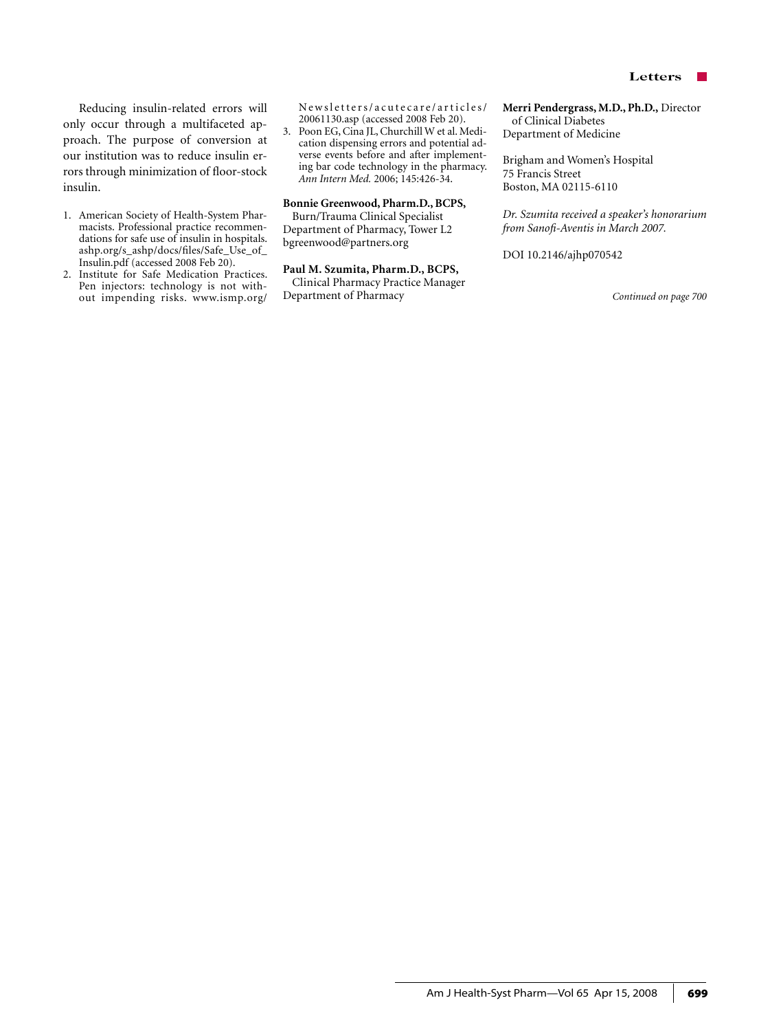Reducing insulin-related errors will only occur through a multifaceted approach. The purpose of conversion at our institution was to reduce insulin errors through minimization of floor-stock insulin.

1. American Society of Health-System Pharmacists. Professional practice recommendations for safe use of insulin in hospitals. ashp.org/s_ashp/docs/files/Safe_Use_of_Insulin.pdf (accessed 2008 Feb 20).
2. Institute for Safe Medication Practices. Pen injectors: technology is not without impending risks. www.ismp.org/Newsletters/acutecare/articles/20061130.asp (accessed 2008 Feb 20).
3. Poon EG, Cina JL, Churchill W et al. Medication dispensing errors and potential adverse events before and after implementing bar code technology in the pharmacy. *Ann Intern Med.* 2006; 145:426-34.

**Bonnie Greenwood, Pharm.D., BCPS,** Burn/Trauma Clinical Specialist
Department of Pharmacy, Tower L2
bgreenwood@partners.org

**Paul M. Szumita, Pharm.D., BCPS,** Clinical Pharmacy Practice Manager
Department of Pharmacy

**Merri Pendergrass, M.D., Ph.D.,** Director of Clinical Diabetes
Department of Medicine

Brigham and Women's Hospital
75 Francis Street
Boston, MA 02115-6110

*Dr. Szumita received a speaker's honorarium from Sanofi-Aventis in March 2007.*

DOI 10.2146/ajhp070542

*Continued on page 700*